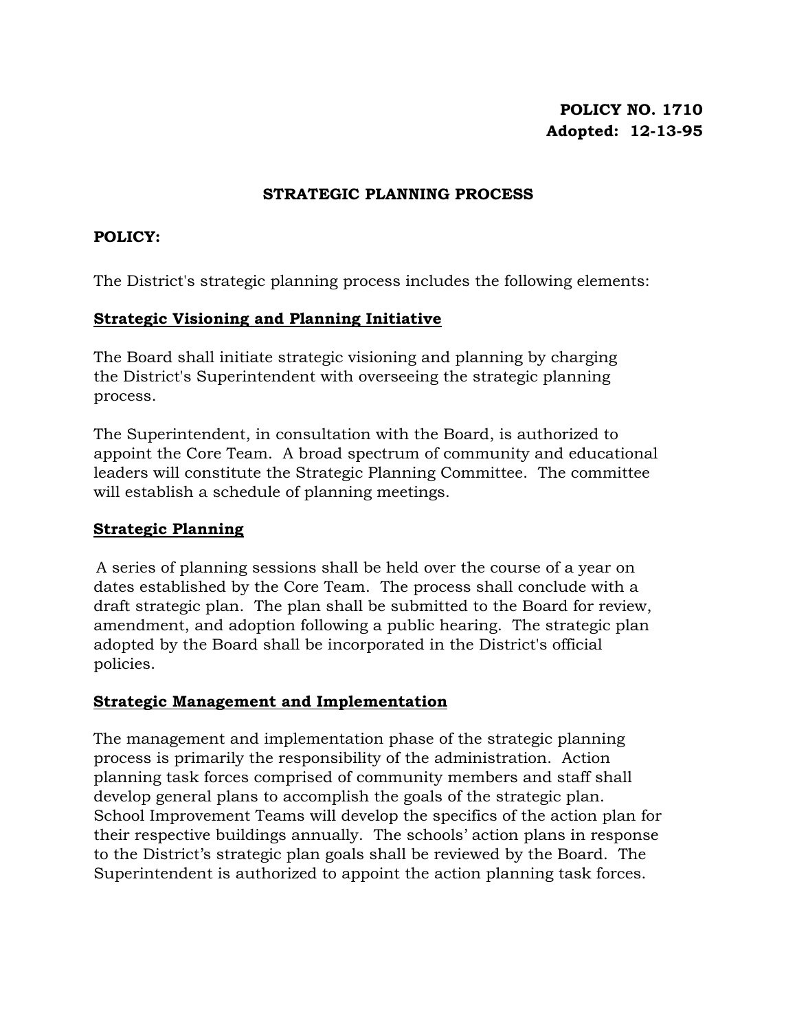**POLICY NO. 1710**
**Adopted: 12-13-95**

# STRATEGIC PLANNING PROCESS

**POLICY:**

The District's strategic planning process includes the following elements:

## Strategic Visioning and Planning Initiative

The Board shall initiate strategic visioning and planning by charging the District's Superintendent with overseeing the strategic planning process.

The Superintendent, in consultation with the Board, is authorized to appoint the Core Team. A broad spectrum of community and educational leaders will constitute the Strategic Planning Committee. The committee will establish a schedule of planning meetings.

## Strategic Planning

A series of planning sessions shall be held over the course of a year on dates established by the Core Team. The process shall conclude with a draft strategic plan. The plan shall be submitted to the Board for review, amendment, and adoption following a public hearing. The strategic plan adopted by the Board shall be incorporated in the District's official policies.

## Strategic Management and Implementation

The management and implementation phase of the strategic planning process is primarily the responsibility of the administration. Action planning task forces comprised of community members and staff shall develop general plans to accomplish the goals of the strategic plan. School Improvement Teams will develop the specifics of the action plan for their respective buildings annually. The schools' action plans in response to the District's strategic plan goals shall be reviewed by the Board. The Superintendent is authorized to appoint the action planning task forces.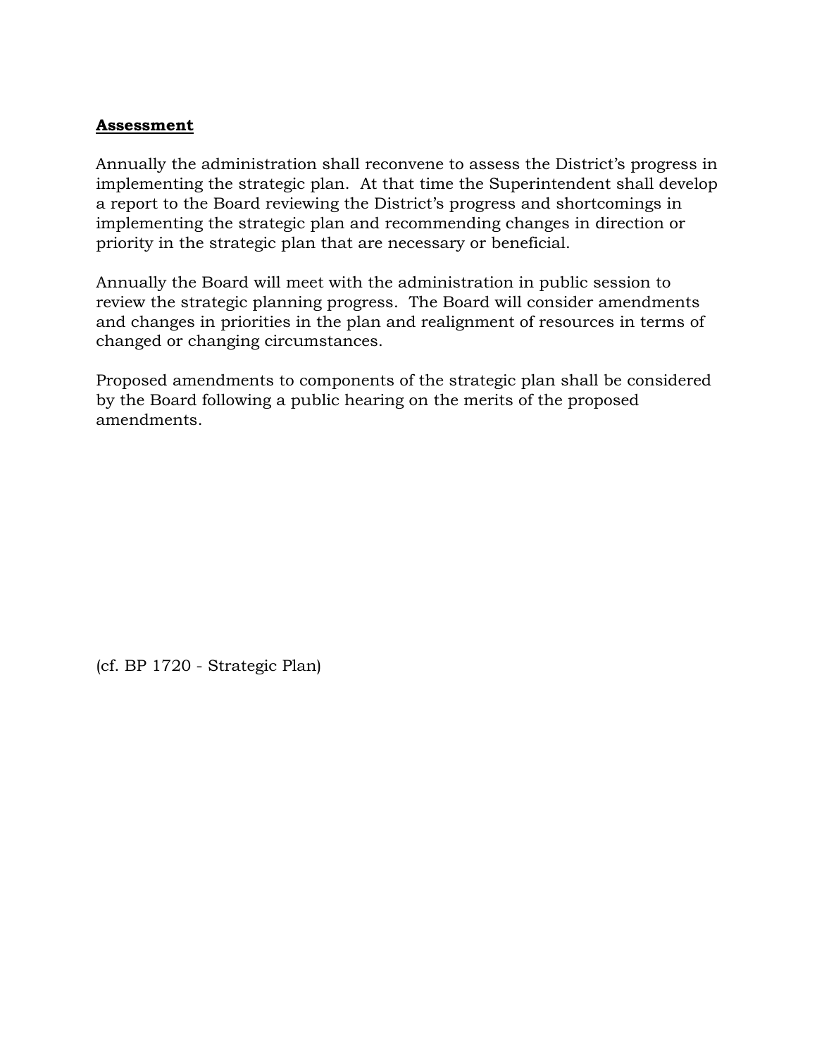**Assessment**

Annually the administration shall reconvene to assess the District's progress in implementing the strategic plan. At that time the Superintendent shall develop a report to the Board reviewing the District's progress and shortcomings in implementing the strategic plan and recommending changes in direction or priority in the strategic plan that are necessary or beneficial.

Annually the Board will meet with the administration in public session to review the strategic planning progress. The Board will consider amendments and changes in priorities in the plan and realignment of resources in terms of changed or changing circumstances.

Proposed amendments to components of the strategic plan shall be considered by the Board following a public hearing on the merits of the proposed amendments.

(cf. BP 1720 - Strategic Plan)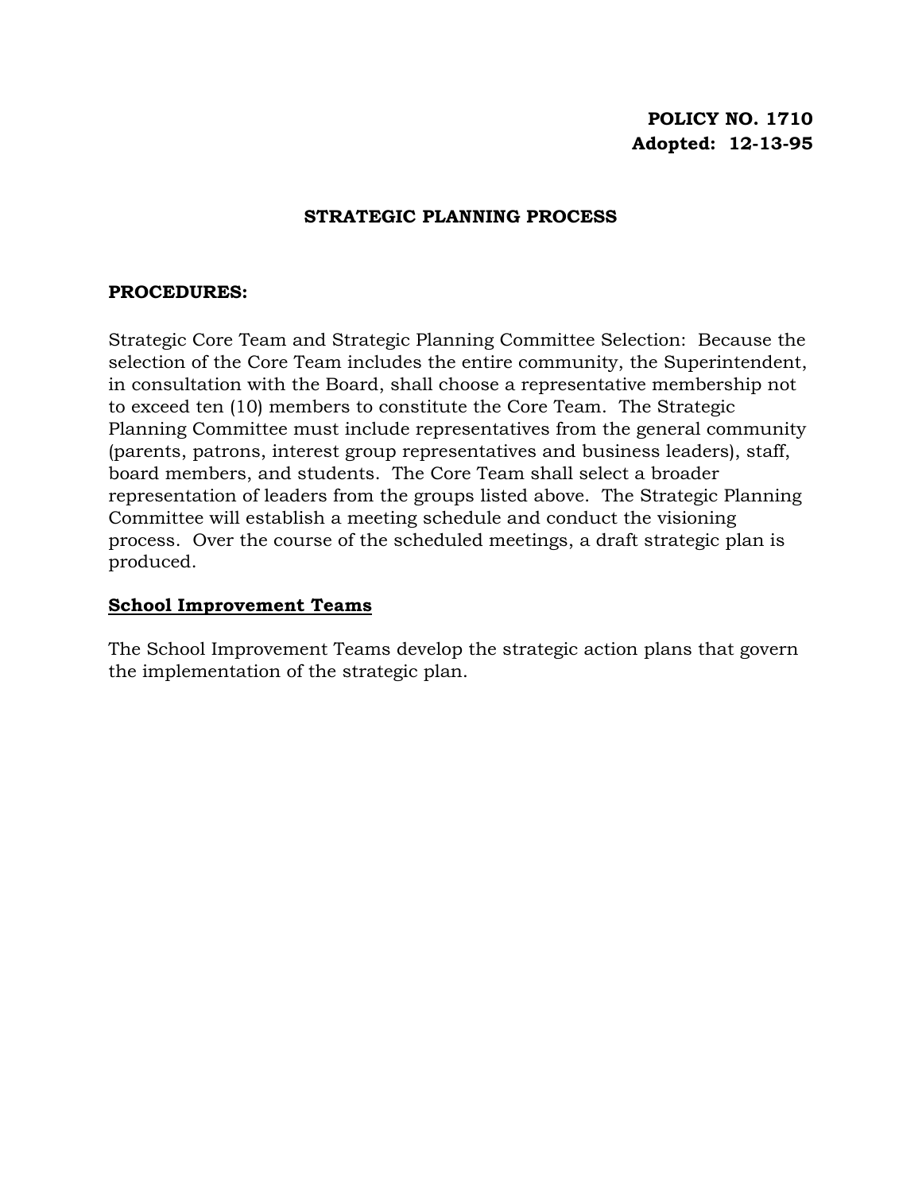**POLICY NO. 1710**
**Adopted: 12-13-95**

## STRATEGIC PLANNING PROCESS

**PROCEDURES:**

Strategic Core Team and Strategic Planning Committee Selection: Because the selection of the Core Team includes the entire community, the Superintendent, in consultation with the Board, shall choose a representative membership not to exceed ten (10) members to constitute the Core Team. The Strategic Planning Committee must include representatives from the general community (parents, patrons, interest group representatives and business leaders), staff, board members, and students. The Core Team shall select a broader representation of leaders from the groups listed above. The Strategic Planning Committee will establish a meeting schedule and conduct the visioning process. Over the course of the scheduled meetings, a draft strategic plan is produced.

**School Improvement Teams**

The School Improvement Teams develop the strategic action plans that govern the implementation of the strategic plan.